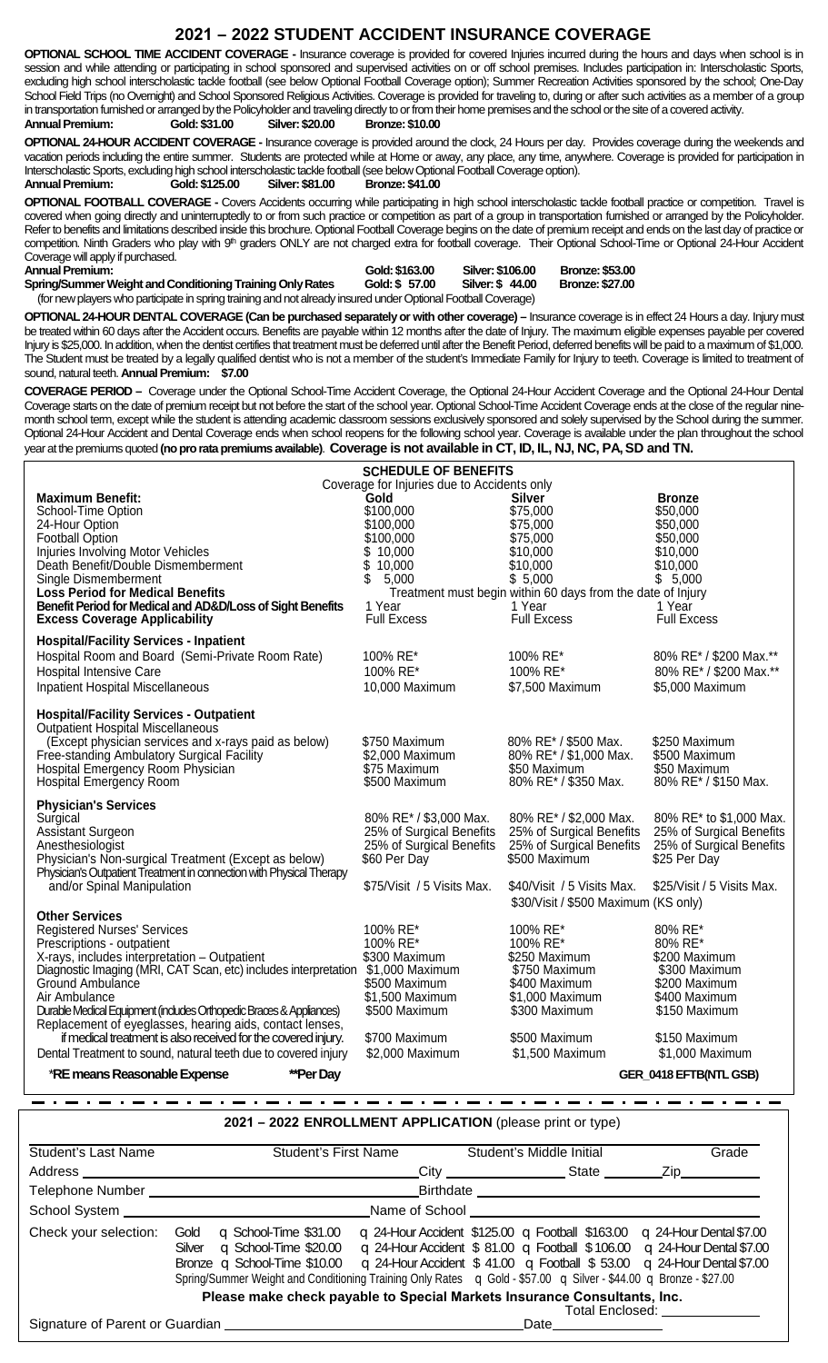# 2021 – 2022 STUDENT ACCIDENT INSURANCE COVERAGE

**OPTIONAL SCHOOL TIME ACCIDENT COVERAGE -** Insurance coverage is provided for covered Injuries incurred during the hours and days when school is in session and while attending or participating in school sponsored and supervised activities on or off school premises. Includes participation in: Interscholastic Sports, excluding high school interscholastic tackle football (see below Optional Football Coverage option); Summer Recreation Activities sponsored by the school; One-Day School Field Trips (no Overnight) and School Sponsored Religious Activities. Coverage is provided for traveling to, during or after such activities as a member of a group in transportation furnished or arranged by the Policyholder and traveling directly to or from their home premises and the school or the site of a covered activity.
**Annual Premium: Gold: $31.00 Silver: $20.00 Bronze: $10.00**

**OPTIONAL 24-HOUR ACCIDENT COVERAGE -** Insurance coverage is provided around the clock, 24 Hours per day. Provides coverage during the weekends and vacation periods including the entire summer. Students are protected while at Home or away, any place, any time, anywhere. Coverage is provided for participation in Interscholastic Sports, excluding high school interscholastic tackle football (see below Optional Football Coverage option).
**Annual Premium: Gold: $125.00 Silver: $81.00 Bronze: $41.00**

**OPTIONAL FOOTBALL COVERAGE -** Covers Accidents occurring while participating in high school interscholastic tackle football practice or competition. Travel is covered when going directly and uninterruptedly to or from such practice or competition as part of a group in transportation furnished or arranged by the Policyholder. Refer to benefits and limitations described inside this brochure. Optional Football Coverage begins on the date of premium receipt and ends on the last day of practice or competition. Ninth Graders who play with 9th graders ONLY are not charged extra for football coverage. Their Optional School-Time or Optional 24-Hour Accident Coverage will apply if purchased.

| | | | |
|---|---|---|---|
| **Annual Premium:** | **Gold: $163.00** | **Silver: $106.00** | **Bronze: $53.00** |
| **Spring/Summer Weight and Conditioning Training Only Rates** | **Gold: $ 57.00** | **Silver: $ 44.00** | **Bronze: $27.00** |

(for new players who participate in spring training and not already insured under Optional Football Coverage)

**OPTIONAL 24-HOUR DENTAL COVERAGE (Can be purchased separately or with other coverage) –** Insurance coverage is in effect 24 Hours a day. Injury must be treated within 60 days after the Accident occurs. Benefits are payable within 12 months after the date of Injury. The maximum eligible expenses payable per covered Injury is $25,000. In addition, when the dentist certifies that treatment must be deferred until after the Benefit Period, deferred benefits will be paid to a maximum of $1,000. The Student must be treated by a legally qualified dentist who is not a member of the student's Immediate Family for Injury to teeth. Coverage is limited to treatment of sound, natural teeth. **Annual Premium: $7.00**

**COVERAGE PERIOD –** Coverage under the Optional School-Time Accident Coverage, the Optional 24-Hour Accident Coverage and the Optional 24-Hour Dental Coverage starts on the date of premium receipt but not before the start of the school year. Optional School-Time Accident Coverage ends at the close of the regular nine-month school term, except while the student is attending academic classroom sessions exclusively sponsored and solely supervised by the School during the summer. Optional 24-Hour Accident and Dental Coverage ends when school reopens for the following school year. Coverage is available under the plan throughout the school year at the premiums quoted **(no pro rata premiums available)**. **Coverage is not available in CT, ID, IL, NJ, NC, PA, SD and TN.**

## SCHEDULE OF BENEFITS

Coverage for Injuries due to Accidents only

| **Maximum Benefit:** | **Gold** | **Silver** | **Bronze** |
|---|---|---|---|
| School-Time Option | $100,000 | $75,000 | $50,000 |
| 24-Hour Option | $100,000 | $75,000 | $50,000 |
| Football Option | $100,000 | $75,000 | $50,000 |
| Injuries Involving Motor Vehicles | $ 10,000 | $10,000 | $10,000 |
| Death Benefit/Double Dismemberment | $ 10,000 | $10,000 | $10,000 |
| Single Dismemberment | $ 5,000 | $ 5,000 | $ 5,000 |
| **Loss Period for Medical Benefits** | Treatment must begin within 60 days from the date of Injury | | |
| **Benefit Period for Medical and AD&D/Loss of Sight Benefits** | 1 Year | 1 Year | 1 Year |
| **Excess Coverage Applicability** | Full Excess | Full Excess | Full Excess |
| **Hospital/Facility Services - Inpatient** | | | |
| Hospital Room and Board (Semi-Private Room Rate) | 100% RE* | 100% RE* | 80% RE* / $200 Max.** |
| Hospital Intensive Care | 100% RE* | 100% RE* | 80% RE* / $200 Max.** |
| Inpatient Hospital Miscellaneous | 10,000 Maximum | $7,500 Maximum | $5,000 Maximum |
| **Hospital/Facility Services - Outpatient** | | | |
| Outpatient Hospital Miscellaneous (Except physician services and x-rays paid as below) | $750 Maximum | 80% RE* / $500 Max. | $250 Maximum |
| Free-standing Ambulatory Surgical Facility | $2,000 Maximum | 80% RE* / $1,000 Max. | $500 Maximum |
| Hospital Emergency Room Physician | $75 Maximum | $50 Maximum | $50 Maximum |
| Hospital Emergency Room | $500 Maximum | 80% RE* / $350 Max. | 80% RE* / $150 Max. |
| **Physician's Services** | | | |
| Surgical | 80% RE* / $3,000 Max. | 80% RE* / $2,000 Max. | 80% RE* to $1,000 Max. |
| Assistant Surgeon | 25% of Surgical Benefits | 25% of Surgical Benefits | 25% of Surgical Benefits |
| Anesthesiologist | 25% of Surgical Benefits | 25% of Surgical Benefits | 25% of Surgical Benefits |
| Physician's Non-surgical Treatment (Except as below) | $60 Per Day | $500 Maximum | $25 Per Day |
| Physician's Outpatient Treatment in connection with Physical Therapy and/or Spinal Manipulation | $75/Visit / 5 Visits Max. | $40/Visit / 5 Visits Max. $30/Visit / $500 Maximum (KS only) | $25/Visit / 5 Visits Max. |
| **Other Services** | | | |
| Registered Nurses' Services | 100% RE* | 100% RE* | 80% RE* |
| Prescriptions - outpatient | 100% RE* | 100% RE* | 80% RE* |
| X-rays, includes interpretation – Outpatient | $300 Maximum | $250 Maximum | $200 Maximum |
| Diagnostic Imaging (MRI, CAT Scan, etc) includes interpretation | $1,000 Maximum | $750 Maximum | $300 Maximum |
| Ground Ambulance | $500 Maximum | $400 Maximum | $200 Maximum |
| Air Ambulance | $1,500 Maximum | $1,000 Maximum | $400 Maximum |
| Durable Medical Equipment (includes Orthopedic Braces & Appliances) | $500 Maximum | $300 Maximum | $150 Maximum |
| Replacement of eyeglasses, hearing aids, contact lenses, if medical treatment is also received for the covered injury. | $700 Maximum | $500 Maximum | $150 Maximum |
| Dental Treatment to sound, natural teeth due to covered injury | $2,000 Maximum | $1,500 Maximum | $1,000 Maximum |

**\*RE means Reasonable Expense** **\*\*Per Day** **GER_0418 EFTB(NTL GSB)**

## 2021 – 2022 ENROLLMENT APPLICATION (please print or type)

Student's Last Name ______ Student's First Name ______ Student's Middle Initial ______ Grade ______

Address ______ City ______ State ______ Zip ______

Telephone Number ______ Birthdate ______

School System ______ Name of School ______

Check your selection:

- Gold ☐ School-Time $31.00 ☐ 24-Hour Accident $125.00 ☐ Football $163.00 ☐ 24-Hour Dental $7.00
- Silver ☐ School-Time $20.00 ☐ 24-Hour Accident $ 81.00 ☐ Football $106.00 ☐ 24-Hour Dental $7.00
- Bronze ☐ School-Time $10.00 ☐ 24-Hour Accident $ 41.00 ☐ Football $ 53.00 ☐ 24-Hour Dental $7.00

Spring/Summer Weight and Conditioning Training Only Rates ☐ Gold - $57.00 ☐ Silver - $44.00 ☐ Bronze - $27.00

**Please make check payable to Special Markets Insurance Consultants, Inc.**

Total Enclosed: ______

Signature of Parent or Guardian ______ Date ______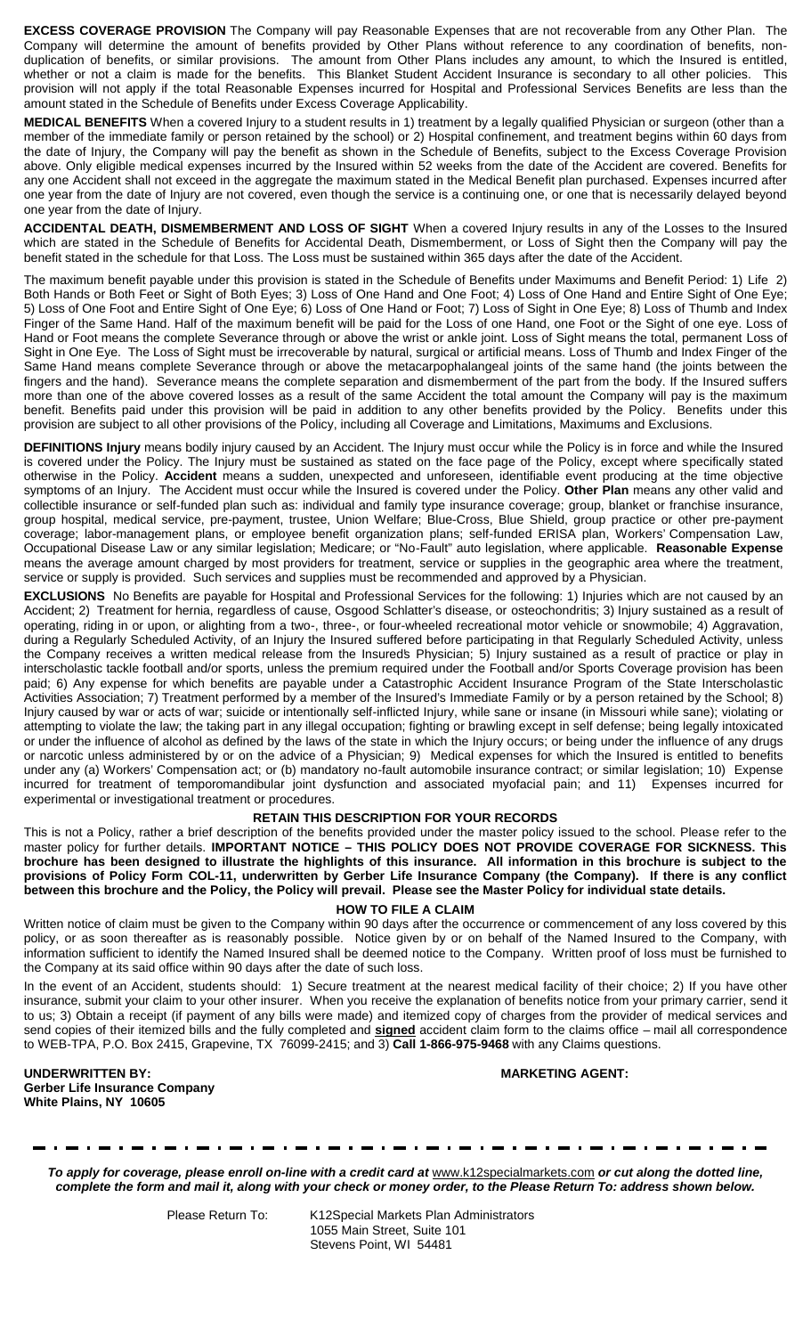**EXCESS COVERAGE PROVISION** The Company will pay Reasonable Expenses that are not recoverable from any Other Plan. The Company will determine the amount of benefits provided by Other Plans without reference to any coordination of benefits, non-duplication of benefits, or similar provisions. The amount from Other Plans includes any amount, to which the Insured is entitled, whether or not a claim is made for the benefits. This Blanket Student Accident Insurance is secondary to all other policies. This provision will not apply if the total Reasonable Expenses incurred for Hospital and Professional Services Benefits are less than the amount stated in the Schedule of Benefits under Excess Coverage Applicability.

**MEDICAL BENEFITS** When a covered Injury to a student results in 1) treatment by a legally qualified Physician or surgeon (other than a member of the immediate family or person retained by the school) or 2) Hospital confinement, and treatment begins within 60 days from the date of Injury, the Company will pay the benefit as shown in the Schedule of Benefits, subject to the Excess Coverage Provision above. Only eligible medical expenses incurred by the Insured within 52 weeks from the date of the Accident are covered. Benefits for any one Accident shall not exceed in the aggregate the maximum stated in the Medical Benefit plan purchased. Expenses incurred after one year from the date of Injury are not covered, even though the service is a continuing one, or one that is necessarily delayed beyond one year from the date of Injury.

**ACCIDENTAL DEATH, DISMEMBERMENT AND LOSS OF SIGHT** When a covered Injury results in any of the Losses to the Insured which are stated in the Schedule of Benefits for Accidental Death, Dismemberment, or Loss of Sight then the Company will pay the benefit stated in the schedule for that Loss. The Loss must be sustained within 365 days after the date of the Accident.

The maximum benefit payable under this provision is stated in the Schedule of Benefits under Maximums and Benefit Period: 1) Life 2) Both Hands or Both Feet or Sight of Both Eyes; 3) Loss of One Hand and One Foot; 4) Loss of One Hand and Entire Sight of One Eye; 5) Loss of One Foot and Entire Sight of One Eye; 6) Loss of One Hand or Foot; 7) Loss of Sight in One Eye; 8) Loss of Thumb and Index Finger of the Same Hand. Half of the maximum benefit will be paid for the Loss of one Hand, one Foot or the Sight of one eye. Loss of Hand or Foot means the complete Severance through or above the wrist or ankle joint. Loss of Sight means the total, permanent Loss of Sight in One Eye. The Loss of Sight must be irrecoverable by natural, surgical or artificial means. Loss of Thumb and Index Finger of the Same Hand means complete Severance through or above the metacarpophalangeal joints of the same hand (the joints between the fingers and the hand). Severance means the complete separation and dismemberment of the part from the body. If the Insured suffers more than one of the above covered losses as a result of the same Accident the total amount the Company will pay is the maximum benefit. Benefits paid under this provision will be paid in addition to any other benefits provided by the Policy. Benefits under this provision are subject to all other provisions of the Policy, including all Coverage and Limitations, Maximums and Exclusions.

**DEFINITIONS Injury** means bodily injury caused by an Accident. The Injury must occur while the Policy is in force and while the Insured is covered under the Policy. The Injury must be sustained as stated on the face page of the Policy, except where specifically stated otherwise in the Policy. **Accident** means a sudden, unexpected and unforeseen, identifiable event producing at the time objective symptoms of an Injury. The Accident must occur while the Insured is covered under the Policy. **Other Plan** means any other valid and collectible insurance or self-funded plan such as: individual and family type insurance coverage; group, blanket or franchise insurance, group hospital, medical service, pre-payment, trustee, Union Welfare; Blue-Cross, Blue Shield, group practice or other pre-payment coverage; labor-management plans, or employee benefit organization plans; self-funded ERISA plan, Workers' Compensation Law, Occupational Disease Law or any similar legislation; Medicare; or "No-Fault" auto legislation, where applicable. **Reasonable Expense** means the average amount charged by most providers for treatment, service or supplies in the geographic area where the treatment, service or supply is provided. Such services and supplies must be recommended and approved by a Physician.

**EXCLUSIONS** No Benefits are payable for Hospital and Professional Services for the following: 1) Injuries which are not caused by an Accident; 2) Treatment for hernia, regardless of cause, Osgood Schlatter's disease, or osteochondritis; 3) Injury sustained as a result of operating, riding in or upon, or alighting from a two-, three-, or four-wheeled recreational motor vehicle or snowmobile; 4) Aggravation, during a Regularly Scheduled Activity, of an Injury the Insured suffered before participating in that Regularly Scheduled Activity, unless the Company receives a written medical release from the Insured's Physician; 5) Injury sustained as a result of practice or play in interscholastic tackle football and/or sports, unless the premium required under the Football and/or Sports Coverage provision has been paid; 6) Any expense for which benefits are payable under a Catastrophic Accident Insurance Program of the State Interscholastic Activities Association; 7) Treatment performed by a member of the Insured's Immediate Family or by a person retained by the School; 8) Injury caused by war or acts of war; suicide or intentionally self-inflicted Injury, while sane or insane (in Missouri while sane); violating or attempting to violate the law; the taking part in any illegal occupation; fighting or brawling except in self defense; being legally intoxicated or under the influence of alcohol as defined by the laws of the state in which the Injury occurs; or being under the influence of any drugs or narcotic unless administered by or on the advice of a Physician; 9) Medical expenses for which the Insured is entitled to benefits under any (a) Workers' Compensation act; or (b) mandatory no-fault automobile insurance contract; or similar legislation; 10) Expense incurred for treatment of temporomandibular joint dysfunction and associated myofacial pain; and 11) Expenses incurred for experimental or investigational treatment or procedures.

## RETAIN THIS DESCRIPTION FOR YOUR RECORDS

This is not a Policy, rather a brief description of the benefits provided under the master policy issued to the school. Please refer to the master policy for further details. **IMPORTANT NOTICE – THIS POLICY DOES NOT PROVIDE COVERAGE FOR SICKNESS. This brochure has been designed to illustrate the highlights of this insurance. All information in this brochure is subject to the provisions of Policy Form COL-11, underwritten by Gerber Life Insurance Company (the Company). If there is any conflict between this brochure and the Policy, the Policy will prevail. Please see the Master Policy for individual state details.**

## HOW TO FILE A CLAIM

Written notice of claim must be given to the Company within 90 days after the occurrence or commencement of any loss covered by this policy, or as soon thereafter as is reasonably possible. Notice given by or on behalf of the Named Insured to the Company, with information sufficient to identify the Named Insured shall be deemed notice to the Company. Written proof of loss must be furnished to the Company at its said office within 90 days after the date of such loss.

In the event of an Accident, students should: 1) Secure treatment at the nearest medical facility of their choice; 2) If you have other insurance, submit your claim to your other insurer. When you receive the explanation of benefits notice from your primary carrier, send it to us; 3) Obtain a receipt (if payment of any bills were made) and itemized copy of charges from the provider of medical services and send copies of their itemized bills and the fully completed and **signed** accident claim form to the claims office – mail all correspondence to WEB-TPA, P.O. Box 2415, Grapevine, TX 76099-2415; and 3) **Call 1-866-975-9468** with any Claims questions.

**UNDERWRITTEN BY:**
**Gerber Life Insurance Company**
**White Plains, NY 10605**

**MARKETING AGENT:**

***To apply for coverage, please enroll on-line with a credit card at*** www.k12specialmarkets.com ***or cut along the dotted line, complete the form and mail it, along with your check or money order, to the Please Return To: address shown below.***

Please Return To:
K12Special Markets Plan Administrators
1055 Main Street, Suite 101
Stevens Point, WI 54481